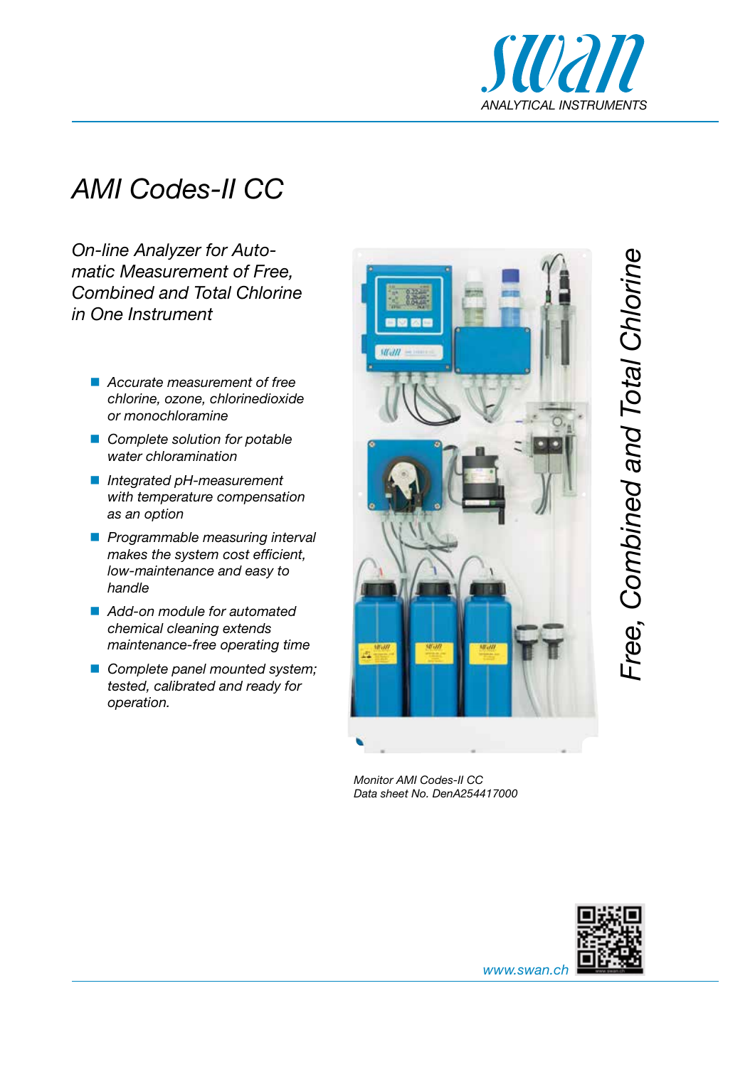# AMI Codes-II CC

*On-line Analyzer for Automatic Measurement of Free, Combined and Total Chlorine in One Instrument*

- *Accurate measurement of free chlorine, ozone, chlorinedioxide or monochloramine*
- *Complete solution for potable water chloramination*
- *Integrated pH-measurement with temperature compensation as an option*
- *Programmable measuring interval makes the system cost efficient, low-maintenance and easy to handle*
- *Add-on module for automated chemical cleaning extends maintenance-free operating time*
- *Complete panel mounted system; tested, calibrated and ready for operation.*

*Free, Combined and Total Chlorine*

*Monitor AMI Codes-II CC*
*Data sheet No. DenA254417000*

www.swan.ch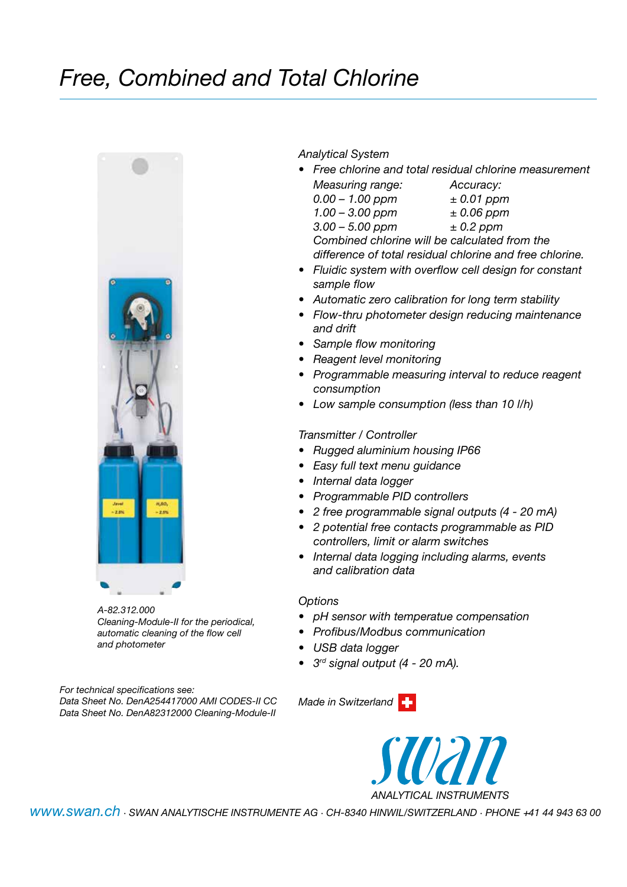# Free, Combined and Total Chlorine

A-82.312.000
Cleaning-Module-II for the periodical, automatic cleaning of the flow cell and photometer

For technical specifications see:
Data Sheet No. DenA254417000 AMI CODES-II CC
Data Sheet No. DenA82312000 Cleaning-Module-II

*Analytical System*

- Free chlorine and total residual chlorine measurement

| Measuring range: | Accuracy: |
|---|---|
| 0.00 – 1.00 ppm | ± 0.01 ppm |
| 1.00 – 3.00 ppm | ± 0.06 ppm |
| 3.00 – 5.00 ppm | ± 0.2 ppm |

  Combined chlorine will be calculated from the difference of total residual chlorine and free chlorine.
- Fluidic system with overflow cell design for constant sample flow
- Automatic zero calibration for long term stability
- Flow-thru photometer design reducing maintenance and drift
- Sample flow monitoring
- Reagent level monitoring
- Programmable measuring interval to reduce reagent consumption
- Low sample consumption (less than 10 l/h)

*Transmitter / Controller*

- Rugged aluminium housing IP66
- Easy full text menu guidance
- Internal data logger
- Programmable PID controllers
- 2 free programmable signal outputs (4 - 20 mA)
- 2 potential free contacts programmable as PID controllers, limit or alarm switches
- Internal data logging including alarms, events and calibration data

*Options*

- pH sensor with temperatue compensation
- Profibus/Modbus communication
- USB data logger
- 3rd signal output (4 - 20 mA).

Made in Switzerland

swan
ANALYTICAL INSTRUMENTS

www.swan.ch · SWAN ANALYTISCHE INSTRUMENTE AG · CH-8340 HINWIL/SWITZERLAND · PHONE +41 44 943 63 00